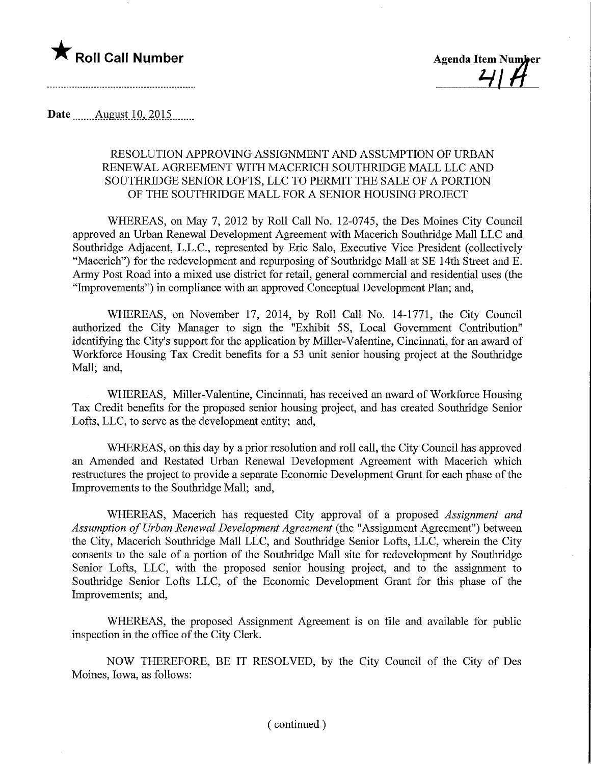★ **Roll Call Number**

**Agenda Item Number**
41A

**Date** August 10, 2015

RESOLUTION APPROVING ASSIGNMENT AND ASSUMPTION OF URBAN RENEWAL AGREEMENT WITH MACERICH SOUTHRIDGE MALL LLC AND SOUTHRIDGE SENIOR LOFTS, LLC TO PERMIT THE SALE OF A PORTION OF THE SOUTHRIDGE MALL FOR A SENIOR HOUSING PROJECT

WHEREAS, on May 7, 2012 by Roll Call No. 12-0745, the Des Moines City Council approved an Urban Renewal Development Agreement with Macerich Southridge Mall LLC and Southridge Adjacent, L.L.C., represented by Eric Salo, Executive Vice President (collectively "Macerich") for the redevelopment and repurposing of Southridge Mall at SE 14th Street and E. Army Post Road into a mixed use district for retail, general commercial and residential uses (the "Improvements") in compliance with an approved Conceptual Development Plan; and,

WHEREAS, on November 17, 2014, by Roll Call No. 14-1771, the City Council authorized the City Manager to sign the "Exhibit 5S, Local Government Contribution" identifying the City's support for the application by Miller-Valentine, Cincinnati, for an award of Workforce Housing Tax Credit benefits for a 53 unit senior housing project at the Southridge Mall; and,

WHEREAS, Miller-Valentine, Cincinnati, has received an award of Workforce Housing Tax Credit benefits for the proposed senior housing project, and has created Southridge Senior Lofts, LLC, to serve as the development entity; and,

WHEREAS, on this day by a prior resolution and roll call, the City Council has approved an Amended and Restated Urban Renewal Development Agreement with Macerich which restructures the project to provide a separate Economic Development Grant for each phase of the Improvements to the Southridge Mall; and,

WHEREAS, Macerich has requested City approval of a proposed *Assignment and Assumption of Urban Renewal Development Agreement* (the "Assignment Agreement") between the City, Macerich Southridge Mall LLC, and Southridge Senior Lofts, LLC, wherein the City consents to the sale of a portion of the Southridge Mall site for redevelopment by Southridge Senior Lofts, LLC, with the proposed senior housing project, and to the assignment to Southridge Senior Lofts LLC, of the Economic Development Grant for this phase of the Improvements; and,

WHEREAS, the proposed Assignment Agreement is on file and available for public inspection in the office of the City Clerk.

NOW THEREFORE, BE IT RESOLVED, by the City Council of the City of Des Moines, Iowa, as follows:

( continued )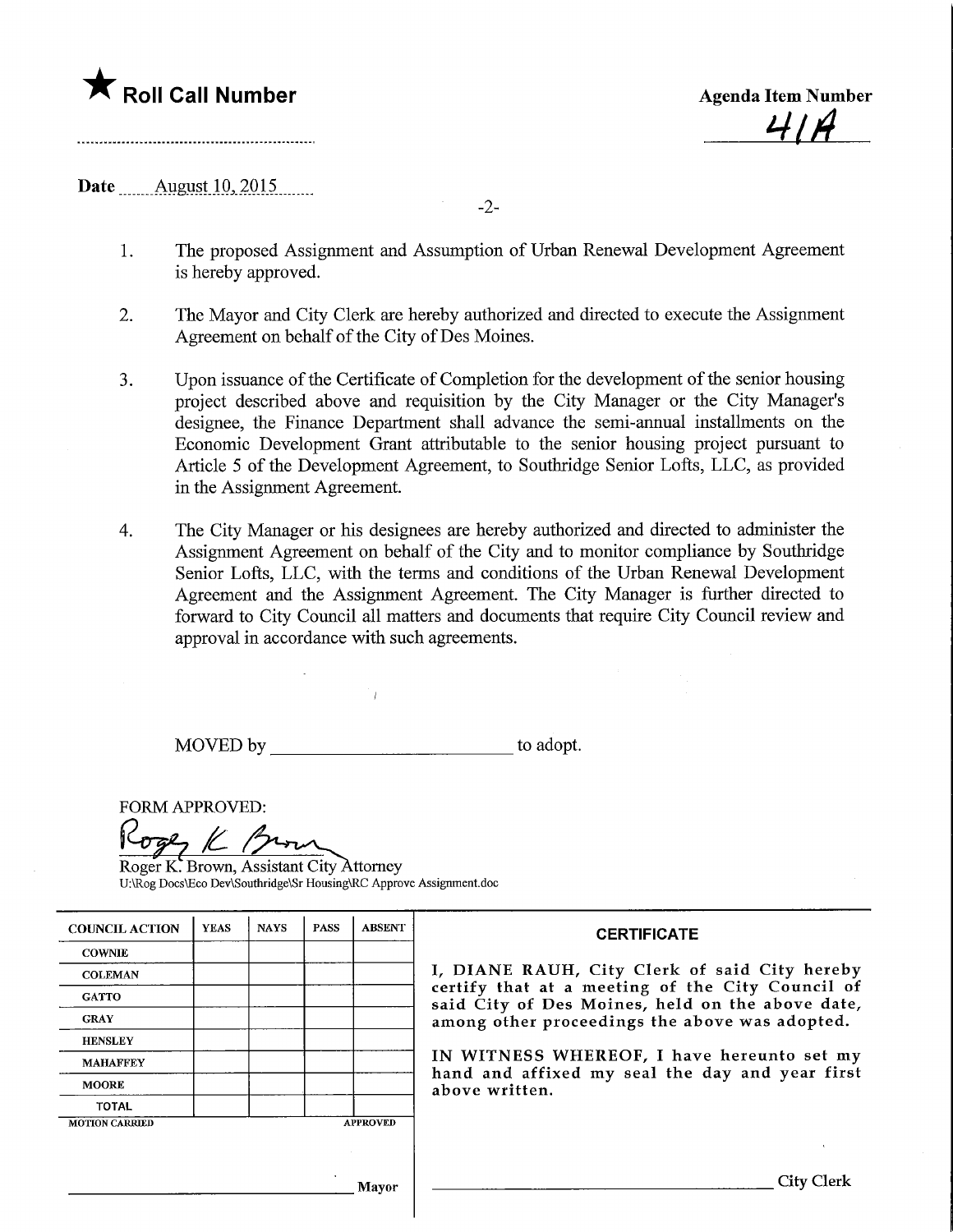★ **Roll Call Number**

**Agenda Item Number**
41A

Date August 10, 2015

1. The proposed Assignment and Assumption of Urban Renewal Development Agreement is hereby approved.

2. The Mayor and City Clerk are hereby authorized and directed to execute the Assignment Agreement on behalf of the City of Des Moines.

3. Upon issuance of the Certificate of Completion for the development of the senior housing project described above and requisition by the City Manager or the City Manager's designee, the Finance Department shall advance the semi-annual installments on the Economic Development Grant attributable to the senior housing project pursuant to Article 5 of the Development Agreement, to Southridge Senior Lofts, LLC, as provided in the Assignment Agreement.

4. The City Manager or his designees are hereby authorized and directed to administer the Assignment Agreement on behalf of the City and to monitor compliance by Southridge Senior Lofts, LLC, with the terms and conditions of the Urban Renewal Development Agreement and the Assignment Agreement. The City Manager is further directed to forward to City Council all matters and documents that require City Council review and approval in accordance with such agreements.

MOVED by ________________________ to adopt.

FORM APPROVED:

Roger K. Brown, Assistant City Attorney
U:\Rog Docs\Eco Dev\Southridge\Sr Housing\RC Approve Assignment.doc

| COUNCIL ACTION | YEAS | NAYS | PASS | ABSENT |
|---|---|---|---|---|
| COWNIE | | | | |
| COLEMAN | | | | |
| GATTO | | | | |
| GRAY | | | | |
| HENSLEY | | | | |
| MAHAFFEY | | | | |
| MOORE | | | | |
| TOTAL | | | | |

MOTION CARRIED APPROVED

________________________ Mayor

**CERTIFICATE**

I, DIANE RAUH, City Clerk of said City hereby certify that at a meeting of the City Council of said City of Des Moines, held on the above date, among other proceedings the above was adopted.

IN WITNESS WHEREOF, I have hereunto set my hand and affixed my seal the day and year first above written.

________________________ City Clerk